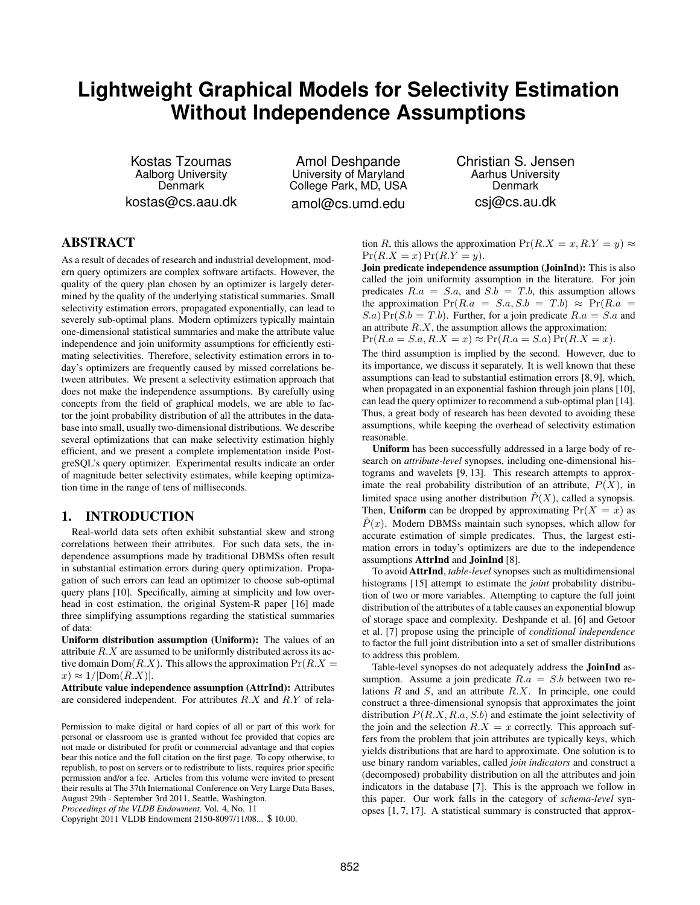# Lightweight Graphical Models for Selectivity Estimation Without Independence Assumptions

Kostas Tzoumas
Aalborg University
Denmark
kostas@cs.aau.dk

Amol Deshpande
University of Maryland
College Park, MD, USA
amol@cs.umd.edu

Christian S. Jensen
Aarhus University
Denmark
csj@cs.au.dk

## ABSTRACT

As a result of decades of research and industrial development, modern query optimizers are complex software artifacts. However, the quality of the query plan chosen by an optimizer is largely determined by the quality of the underlying statistical summaries. Small selectivity estimation errors, propagated exponentially, can lead to severely sub-optimal plans. Modern optimizers typically maintain one-dimensional statistical summaries and make the attribute value independence and join uniformity assumptions for efficiently estimating selectivities. Therefore, selectivity estimation errors in today's optimizers are frequently caused by missed correlations between attributes. We present a selectivity estimation approach that does not make the independence assumptions. By carefully using concepts from the field of graphical models, we are able to factor the joint probability distribution of all the attributes in the database into small, usually two-dimensional distributions. We describe several optimizations that can make selectivity estimation highly efficient, and we present a complete implementation inside PostgreSQL's query optimizer. Experimental results indicate an order of magnitude better selectivity estimates, while keeping optimization time in the range of tens of milliseconds.

## 1. INTRODUCTION

Real-world data sets often exhibit substantial skew and strong correlations between their attributes. For such data sets, the independence assumptions made by traditional DBMSs often result in substantial estimation errors during query optimization. Propagation of such errors can lead an optimizer to choose sub-optimal query plans [10]. Specifically, aiming at simplicity and low overhead in cost estimation, the original System-R paper [16] made three simplifying assumptions regarding the statistical summaries of data:

**Uniform distribution assumption (Uniform):** The values of an attribute $R.X$ are assumed to be uniformly distributed across its active domain $\text{Dom}(R.X)$. This allows the approximation $\Pr(R.X = x) \approx 1/|\text{Dom}(R.X)|$.

**Attribute value independence assumption (AttrInd):** Attributes are considered independent. For attributes $R.X$ and $R.Y$ of relation $R$, this allows the approximation $\Pr(R.X = x, R.Y = y) \approx \Pr(R.X = x) \Pr(R.Y = y)$.

**Join predicate independence assumption (JoinInd):** This is also called the join uniformity assumption in the literature. For join predicates $R.a = S.a$, and $S.b = T.b$, this assumption allows the approximation $\Pr(R.a = S.a, S.b = T.b) \approx \Pr(R.a = S.a) \Pr(S.b = T.b)$. Further, for a join predicate $R.a = S.a$ and an attribute $R.X$, the assumption allows the approximation: $\Pr(R.a = S.a, R.X = x) \approx \Pr(R.a = S.a) \Pr(R.X = x)$.

The third assumption is implied by the second. However, due to its importance, we discuss it separately. It is well known that these assumptions can lead to substantial estimation errors [8, 9], which, when propagated in an exponential fashion through join plans [10], can lead the query optimizer to recommend a sub-optimal plan [14]. Thus, a great body of research has been devoted to avoiding these assumptions, while keeping the overhead of selectivity estimation reasonable.

**Uniform** has been successfully addressed in a large body of research on *attribute-level* synopses, including one-dimensional histograms and wavelets [9, 13]. This research attempts to approximate the real probability distribution of an attribute, $P(X)$, in limited space using another distribution $\hat{P}(X)$, called a synopsis. Then, **Uniform** can be dropped by approximating $\Pr(X = x)$ as $\hat{P}(x)$. Modern DBMSs maintain such synopses, which allow for accurate estimation of simple predicates. Thus, the largest estimation errors in today's optimizers are due to the independence assumptions **AttrInd** and **JoinInd** [8].

To avoid **AttrInd**, *table-level* synopses such as multidimensional histograms [15] attempt to estimate the *joint* probability distribution of two or more variables. Attempting to capture the full joint distribution of the attributes of a table causes an exponential blowup of storage space and complexity. Deshpande et al. [6] and Getoor et al. [7] propose using the principle of *conditional independence* to factor the full joint distribution into a set of smaller distributions to address this problem.

Table-level synopses do not adequately address the **JoinInd** assumption. Assume a join predicate $R.a = S.b$ between two relations $R$ and $S$, and an attribute $R.X$. In principle, one could construct a three-dimensional synopsis that approximates the joint distribution $P(R.X, R.a, S.b)$ and estimate the joint selectivity of the join and the selection $R.X = x$ correctly. This approach suffers from the problem that join attributes are typically keys, which yields distributions that are hard to approximate. One solution is to use binary random variables, called *join indicators* and construct a (decomposed) probability distribution on all the attributes and join indicators in the database [7]. This is the approach we follow in this paper. Our work falls in the category of *schema-level* synopses [1, 7, 17]. A statistical summary is constructed that approx-

Permission to make digital or hard copies of all or part of this work for personal or classroom use is granted without fee provided that copies are not made or distributed for profit or commercial advantage and that copies bear this notice and the full citation on the first page. To copy otherwise, to republish, to post on servers or to redistribute to lists, requires prior specific permission and/or a fee. Articles from this volume were invited to present their results at The 37th International Conference on Very Large Data Bases, August 29th - September 3rd 2011, Seattle, Washington.
*Proceedings of the VLDB Endowment,* Vol. 4, No. 11
Copyright 2011 VLDB Endowment 2150-8097/11/08... $ 10.00.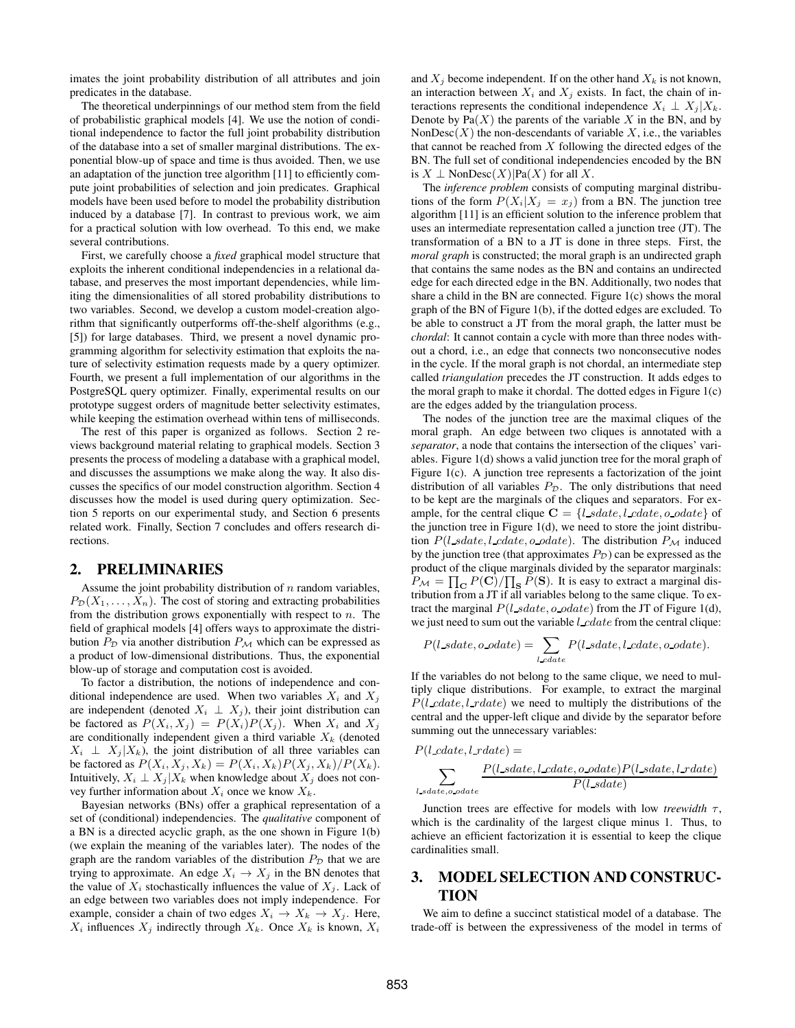imates the joint probability distribution of all attributes and join predicates in the database.

The theoretical underpinnings of our method stem from the field of probabilistic graphical models [4]. We use the notion of conditional independence to factor the full joint probability distribution of the database into a set of smaller marginal distributions. The exponential blow-up of space and time is thus avoided. Then, we use an adaptation of the junction tree algorithm [11] to efficiently compute joint probabilities of selection and join predicates. Graphical models have been used before to model the probability distribution induced by a database [7]. In contrast to previous work, we aim for a practical solution with low overhead. To this end, we make several contributions.

First, we carefully choose a *fixed* graphical model structure that exploits the inherent conditional independencies in a relational database, and preserves the most important dependencies, while limiting the dimensionalities of all stored probability distributions to two variables. Second, we develop a custom model-creation algorithm that significantly outperforms off-the-shelf algorithms (e.g., [5]) for large databases. Third, we present a novel dynamic programming algorithm for selectivity estimation that exploits the nature of selectivity estimation requests made by a query optimizer. Fourth, we present a full implementation of our algorithms in the PostgreSQL query optimizer. Finally, experimental results on our prototype suggest orders of magnitude better selectivity estimates, while keeping the estimation overhead within tens of milliseconds.

The rest of this paper is organized as follows. Section 2 reviews background material relating to graphical models. Section 3 presents the process of modeling a database with a graphical model, and discusses the assumptions we make along the way. It also discusses the specifics of our model construction algorithm. Section 4 discusses how the model is used during query optimization. Section 5 reports on our experimental study, and Section 6 presents related work. Finally, Section 7 concludes and offers research directions.

## 2. PRELIMINARIES

Assume the joint probability distribution of $n$ random variables, $P_{\mathcal{D}}(X_1, \ldots, X_n)$. The cost of storing and extracting probabilities from the distribution grows exponentially with respect to $n$. The field of graphical models [4] offers ways to approximate the distribution $P_{\mathcal{D}}$ via another distribution $P_{\mathcal{M}}$ which can be expressed as a product of low-dimensional distributions. Thus, the exponential blow-up of storage and computation cost is avoided.

To factor a distribution, the notions of independence and conditional independence are used. When two variables $X_i$ and $X_j$ are independent (denoted $X_i \perp X_j$), their joint distribution can be factored as $P(X_i, X_j) = P(X_i)P(X_j)$. When $X_i$ and $X_j$ are conditionally independent given a third variable $X_k$ (denoted $X_i \perp X_j | X_k$), the joint distribution of all three variables can be factored as $P(X_i, X_j, X_k) = P(X_i, X_k)P(X_j, X_k)/P(X_k)$. Intuitively, $X_i \perp X_j | X_k$ when knowledge about $X_j$ does not convey further information about $X_i$ once we know $X_k$.

Bayesian networks (BNs) offer a graphical representation of a set of (conditional) independencies. The *qualitative* component of a BN is a directed acyclic graph, as the one shown in Figure 1(b) (we explain the meaning of the variables later). The nodes of the graph are the random variables of the distribution $P_{\mathcal{D}}$ that we are trying to approximate. An edge $X_i \rightarrow X_j$ in the BN denotes that the value of $X_i$ stochastically influences the value of $X_j$. Lack of an edge between two variables does not imply independence. For example, consider a chain of two edges $X_i \rightarrow X_k \rightarrow X_j$. Here, $X_i$ influences $X_j$ indirectly through $X_k$. Once $X_k$ is known, $X_i$ and $X_j$ become independent. If on the other hand $X_k$ is not known, an interaction between $X_i$ and $X_j$ exists. In fact, the chain of interactions represents the conditional independence $X_i \perp X_j | X_k$. Denote by $\text{Pa}(X)$ the parents of the variable $X$ in the BN, and by $\text{NonDesc}(X)$ the non-descendants of variable $X$, i.e., the variables that cannot be reached from $X$ following the directed edges of the BN. The full set of conditional independencies encoded by the BN is $X \perp \text{NonDesc}(X)|\text{Pa}(X)$ for all $X$.

The *inference problem* consists of computing marginal distributions of the form $P(X_i | X_j = x_j)$ from a BN. The junction tree algorithm [11] is an efficient solution to the inference problem that uses an intermediate representation called a junction tree (JT). The transformation of a BN to a JT is done in three steps. First, the *moral graph* is constructed; the moral graph is an undirected graph that contains the same nodes as the BN and contains an undirected edge for each directed edge in the BN. Additionally, two nodes that share a child in the BN are connected. Figure 1(c) shows the moral graph of the BN of Figure 1(b), if the dotted edges are excluded. To be able to construct a JT from the moral graph, the latter must be *chordal*: It cannot contain a cycle with more than three nodes without a chord, i.e., an edge that connects two nonconsecutive nodes in the cycle. If the moral graph is not chordal, an intermediate step called *triangulation* precedes the JT construction. It adds edges to the moral graph to make it chordal. The dotted edges in Figure 1(c) are the edges added by the triangulation process.

The nodes of the junction tree are the maximal cliques of the moral graph. An edge between two cliques is annotated with a *separator*, a node that contains the intersection of the cliques' variables. Figure 1(d) shows a valid junction tree for the moral graph of Figure 1(c). A junction tree represents a factorization of the joint distribution of all variables $P_{\mathcal{D}}$. The only distributions that need to be kept are the marginals of the cliques and separators. For example, for the central clique $\mathbf{C} = \{l\_sdate, l\_cdate, o\_odate\}$ of the junction tree in Figure 1(d), we need to store the joint distribution $P(l\_sdate, l\_cdate, o\_odate)$. The distribution $P_{\mathcal{M}}$ induced by the junction tree (that approximates $P_{\mathcal{D}}$) can be expressed as the product of the clique marginals divided by the separator marginals: $P_{\mathcal{M}} = \prod_{\mathbf{C}} P(\mathbf{C}) / \prod_{\mathbf{S}} P(\mathbf{S})$. It is easy to extract a marginal distribution from a JT if all variables belong to the same clique. To extract the marginal $P(l\_sdate, o\_odate)$ from the JT of Figure 1(d), we just need to sum out the variable $l\_cdate$ from the central clique:

$$P(l\_sdate, o\_odate) = \sum_{l\_cdate} P(l\_sdate, l\_cdate, o\_odate).$$

If the variables do not belong to the same clique, we need to multiply clique distributions. For example, to extract the marginal $P(l\_cdate, l\_rdate)$ we need to multiply the distributions of the central and the upper-left clique and divide by the separator before summing out the unnecessary variables:

$$P(l\_cdate, l\_rdate) = \sum_{l\_sdate, o\_odate} \frac{P(l\_sdate, l\_cdate, o\_odate) P(l\_sdate, l\_rdate)}{P(l\_sdate)}$$

Junction trees are effective for models with low *treewidth* $\tau$, which is the cardinality of the largest clique minus 1. Thus, to achieve an efficient factorization it is essential to keep the clique cardinalities small.

## 3. MODEL SELECTION AND CONSTRUCTION

We aim to define a succinct statistical model of a database. The trade-off is between the expressiveness of the model in terms of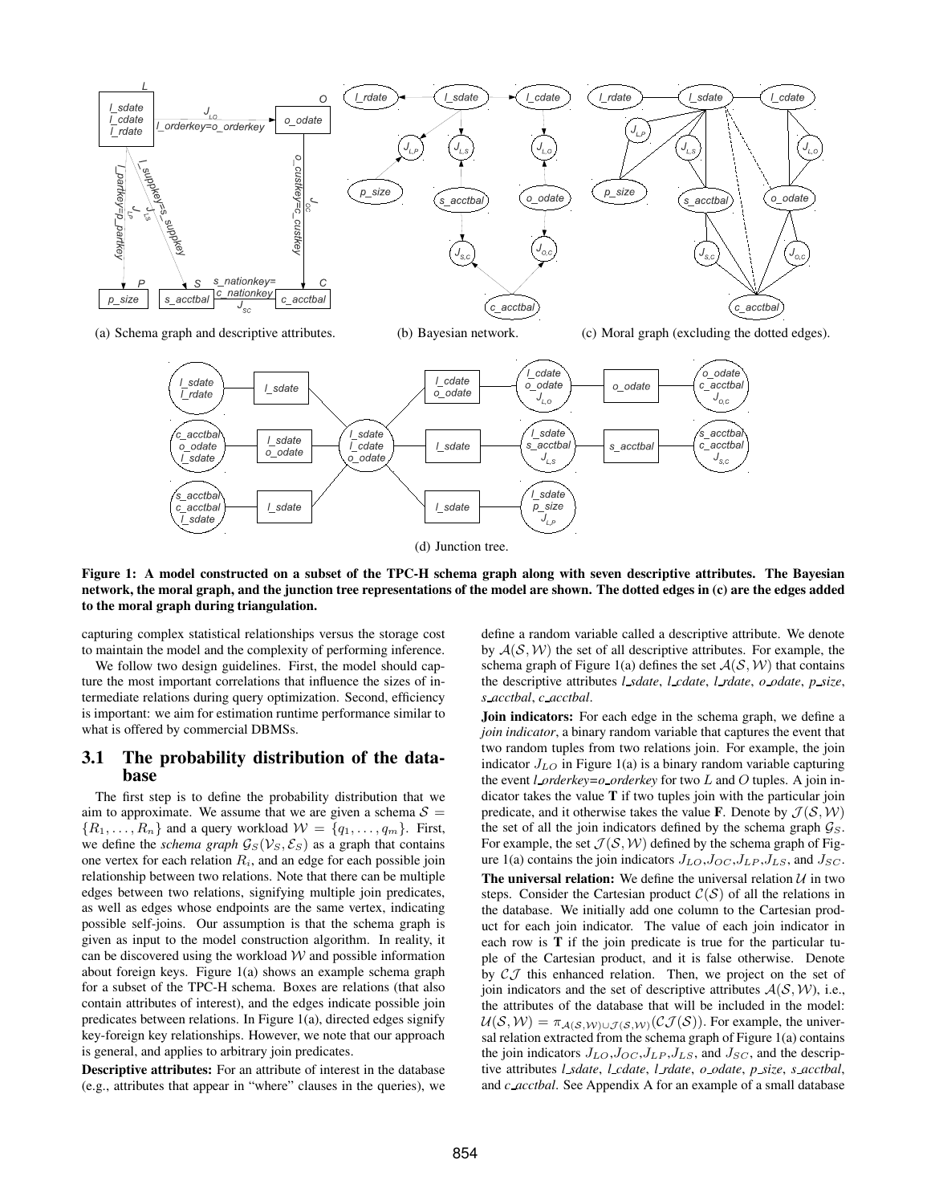(a) Schema graph and descriptive attributes. (b) Bayesian network. (c) Moral graph (excluding the dotted edges).

(d) Junction tree.

**Figure 1: A model constructed on a subset of the TPC-H schema graph along with seven descriptive attributes. The Bayesian network, the moral graph, and the junction tree representations of the model are shown. The dotted edges in (c) are the edges added to the moral graph during triangulation.**

capturing complex statistical relationships versus the storage cost to maintain the model and the complexity of performing inference.

We follow two design guidelines. First, the model should capture the most important correlations that influence the sizes of intermediate relations during query optimization. Second, efficiency is important: we aim for estimation runtime performance similar to what is offered by commercial DBMSs.

## 3.1 The probability distribution of the database

The first step is to define the probability distribution that we aim to approximate. We assume that we are given a schema $\mathcal{S} = \{R_1, \ldots, R_n\}$ and a query workload $\mathcal{W} = \{q_1, \ldots, q_m\}$. First, we define the *schema graph* $\mathcal{G}_S(\mathcal{V}_S, \mathcal{E}_S)$ as a graph that contains one vertex for each relation $R_i$, and an edge for each possible join relationship between two relations. Note that there can be multiple edges between two relations, signifying multiple join predicates, as well as edges whose endpoints are the same vertex, indicating possible self-joins. Our assumption is that the schema graph is given as input to the model construction algorithm. In reality, it can be discovered using the workload $\mathcal{W}$ and possible information about foreign keys. Figure 1(a) shows an example schema graph for a subset of the TPC-H schema. Boxes are relations (that also contain attributes of interest), and the edges indicate possible join predicates between relations. In Figure 1(a), directed edges signify key-foreign key relationships. However, we note that our approach is general, and applies to arbitrary join predicates.

**Descriptive attributes:** For an attribute of interest in the database (e.g., attributes that appear in "where" clauses in the queries), we define a random variable called a descriptive attribute. We denote by $\mathcal{A}(\mathcal{S}, \mathcal{W})$ the set of all descriptive attributes. For example, the schema graph of Figure 1(a) defines the set $\mathcal{A}(\mathcal{S}, \mathcal{W})$ that contains the descriptive attributes *l_sdate*, *l_cdate*, *l_rdate*, *o_odate*, *p_size*, *s_acctbal*, *c_acctbal*.

**Join indicators:** For each edge in the schema graph, we define a *join indicator*, a binary random variable that captures the event that two random tuples from two relations join. For example, the join indicator $J_{LO}$ in Figure 1(a) is a binary random variable capturing the event *l_orderkey=o_orderkey* for two $L$ and $O$ tuples. A join indicator takes the value **T** if two tuples join with the particular join predicate, and it otherwise takes the value **F**. Denote by $\mathcal{J}(\mathcal{S}, \mathcal{W})$ the set of all the join indicators defined by the schema graph $\mathcal{G}_S$. For example, the set $\mathcal{J}(\mathcal{S}, \mathcal{W})$ defined by the schema graph of Figure 1(a) contains the join indicators $J_{LO}$, $J_{OC}$, $J_{LP}$, $J_{LS}$, and $J_{SC}$.

**The universal relation:** We define the universal relation $\mathcal{U}$ in two steps. Consider the Cartesian product $\mathcal{C}(\mathcal{S})$ of all the relations in the database. We initially add one column to the Cartesian product for each join indicator. The value of each join indicator in each row is **T** if the join predicate is true for the particular tuple of the Cartesian product, and it is false otherwise. Denote by $\mathcal{CJ}$ this enhanced relation. Then, we project on the set of join indicators and the set of descriptive attributes $\mathcal{A}(\mathcal{S}, \mathcal{W})$, i.e., the attributes of the database that will be included in the model: $\mathcal{U}(\mathcal{S}, \mathcal{W}) = \pi_{\mathcal{A}(\mathcal{S},\mathcal{W}) \cup \mathcal{J}(\mathcal{S},\mathcal{W})}(\mathcal{CJ}(\mathcal{S}))$. For example, the universal relation extracted from the schema graph of Figure 1(a) contains the join indicators $J_{LO}$, $J_{OC}$, $J_{LP}$, $J_{LS}$, and $J_{SC}$, and the descriptive attributes *l_sdate*, *l_cdate*, *l_rdate*, *o_odate*, *p_size*, *s_acctbal*, and *c_acctbal*. See Appendix A for an example of a small database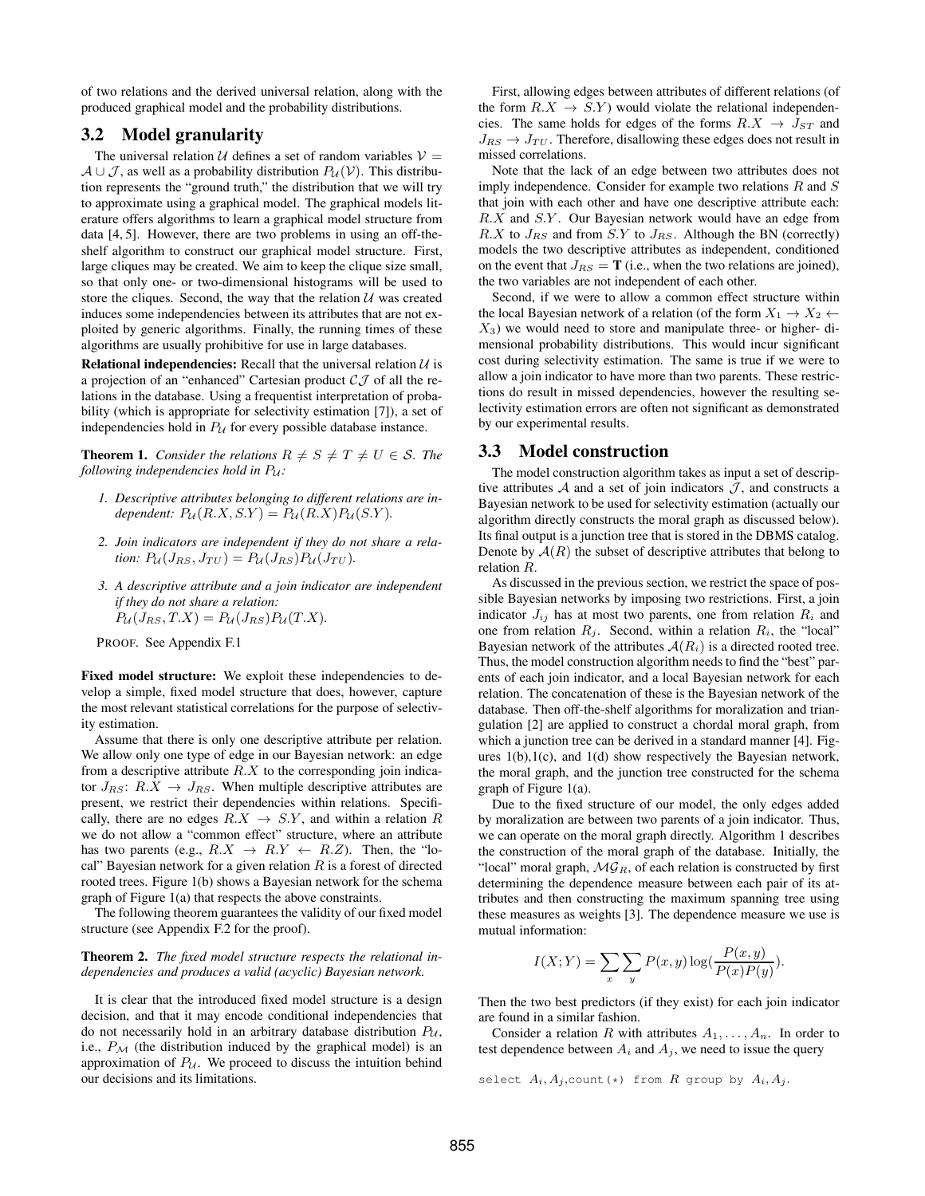of two relations and the derived universal relation, along with the produced graphical model and the probability distributions.

## 3.2 Model granularity

The universal relation $\mathcal{U}$ defines a set of random variables $\mathcal{V} = \mathcal{A} \cup \mathcal{J}$, as well as a probability distribution $P_{\mathcal{U}}(\mathcal{V})$. This distribution represents the "ground truth," the distribution that we will try to approximate using a graphical model. The graphical models literature offers algorithms to learn a graphical model structure from data [4, 5]. However, there are two problems in using an off-the-shelf algorithm to construct our graphical model structure. First, large cliques may be created. We aim to keep the clique size small, so that only one- or two-dimensional histograms will be used to store the cliques. Second, the way that the relation $\mathcal{U}$ was created induces some independencies between its attributes that are not exploited by generic algorithms. Finally, the running times of these algorithms are usually prohibitive for use in large databases.

**Relational independencies:** Recall that the universal relation $\mathcal{U}$ is a projection of an "enhanced" Cartesian product $\mathcal{CJ}$ of all the relations in the database. Using a frequentist interpretation of probability (which is appropriate for selectivity estimation [7]), a set of independencies hold in $P_{\mathcal{U}}$ for every possible database instance.

**Theorem 1.** *Consider the relations $R \neq S \neq T \neq U \in \mathcal{S}$. The following independencies hold in $P_{\mathcal{U}}$:*

1. *Descriptive attributes belonging to different relations are independent: $P_{\mathcal{U}}(R.X, S.Y) = P_{\mathcal{U}}(R.X)P_{\mathcal{U}}(S.Y)$.*
2. *Join indicators are independent if they do not share a relation: $P_{\mathcal{U}}(J_{RS}, J_{TU}) = P_{\mathcal{U}}(J_{RS})P_{\mathcal{U}}(J_{TU})$.*
3. *A descriptive attribute and a join indicator are independent if they do not share a relation:*
   $P_{\mathcal{U}}(J_{RS}, T.X) = P_{\mathcal{U}}(J_{RS})P_{\mathcal{U}}(T.X)$.

PROOF. See Appendix F.1

**Fixed model structure:** We exploit these independencies to develop a simple, fixed model structure that does, however, capture the most relevant statistical correlations for the purpose of selectivity estimation.

Assume that there is only one descriptive attribute per relation. We allow only one type of edge in our Bayesian network: an edge from a descriptive attribute $R.X$ to the corresponding join indicator $J_{RS}$: $R.X \rightarrow J_{RS}$. When multiple descriptive attributes are present, we restrict their dependencies within relations. Specifically, there are no edges $R.X \rightarrow S.Y$, and within a relation $R$ we do not allow a "common effect" structure, where an attribute has two parents (e.g., $R.X \rightarrow R.Y \leftarrow R.Z$). Then, the "local" Bayesian network for a given relation $R$ is a forest of directed rooted trees. Figure 1(b) shows a Bayesian network for the schema graph of Figure 1(a) that respects the above constraints.

The following theorem guarantees the validity of our fixed model structure (see Appendix F.2 for the proof).

**Theorem 2.** *The fixed model structure respects the relational independencies and produces a valid (acyclic) Bayesian network.*

It is clear that the introduced fixed model structure is a design decision, and that it may encode conditional independencies that do not necessarily hold in an arbitrary database distribution $P_{\mathcal{U}}$, i.e., $P_{\mathcal{M}}$ (the distribution induced by the graphical model) is an approximation of $P_{\mathcal{U}}$. We proceed to discuss the intuition behind our decisions and its limitations.

First, allowing edges between attributes of different relations (of the form $R.X \rightarrow S.Y$) would violate the relational independencies. The same holds for edges of the forms $R.X \rightarrow J_{ST}$ and $J_{RS} \rightarrow J_{TU}$. Therefore, disallowing these edges does not result in missed correlations.

Note that the lack of an edge between two attributes does not imply independence. Consider for example two relations $R$ and $S$ that join with each other and have one descriptive attribute each: $R.X$ and $S.Y$. Our Bayesian network would have an edge from $R.X$ to $J_{RS}$ and from $S.Y$ to $J_{RS}$. Although the BN (correctly) models the two descriptive attributes as independent, conditioned on the event that $J_{RS} = \mathbf{T}$ (i.e., when the two relations are joined), the two variables are not independent of each other.

Second, if we were to allow a common effect structure within the local Bayesian network of a relation (of the form $X_1 \rightarrow X_2 \leftarrow X_3$) we would need to store and manipulate three- or higher- dimensional probability distributions. This would incur significant cost during selectivity estimation. The same is true if we were to allow a join indicator to have more than two parents. These restrictions do result in missed dependencies, however the resulting selectivity estimation errors are often not significant as demonstrated by our experimental results.

## 3.3 Model construction

The model construction algorithm takes as input a set of descriptive attributes $\mathcal{A}$ and a set of join indicators $\mathcal{J}$, and constructs a Bayesian network to be used for selectivity estimation (actually our algorithm directly constructs the moral graph as discussed below). Its final output is a junction tree that is stored in the DBMS catalog. Denote by $\mathcal{A}(R)$ the subset of descriptive attributes that belong to relation $R$.

As discussed in the previous section, we restrict the space of possible Bayesian networks by imposing two restrictions. First, a join indicator $J_{ij}$ has at most two parents, one from relation $R_i$ and one from relation $R_j$. Second, within a relation $R_i$, the "local" Bayesian network of the attributes $\mathcal{A}(R_i)$ is a directed rooted tree. Thus, the model construction algorithm needs to find the "best" parents of each join indicator, and a local Bayesian network for each relation. The concatenation of these is the Bayesian network of the database. Then off-the-shelf algorithms for moralization and triangulation [2] are applied to construct a chordal moral graph, from which a junction tree can be derived in a standard manner [4]. Figures 1(b),1(c), and 1(d) show respectively the Bayesian network, the moral graph, and the junction tree constructed for the schema graph of Figure 1(a).

Due to the fixed structure of our model, the only edges added by moralization are between two parents of a join indicator. Thus, we can operate on the moral graph directly. Algorithm 1 describes the construction of the moral graph of the database. Initially, the "local" moral graph, $\mathcal{MG}_R$, of each relation is constructed by first determining the dependence measure between each pair of its attributes and then constructing the maximum spanning tree using these measures as weights [3]. The dependence measure we use is mutual information:

$$I(X;Y) = \sum_{x}\sum_{y} P(x,y)\log(\frac{P(x,y)}{P(x)P(y)}).$$

Then the two best predictors (if they exist) for each join indicator are found in a similar fashion.

Consider a relation $R$ with attributes $A_1, \ldots, A_n$. In order to test dependence between $A_i$ and $A_j$, we need to issue the query

```
select A_i, A_j, count(*) from R group by A_i, A_j.
```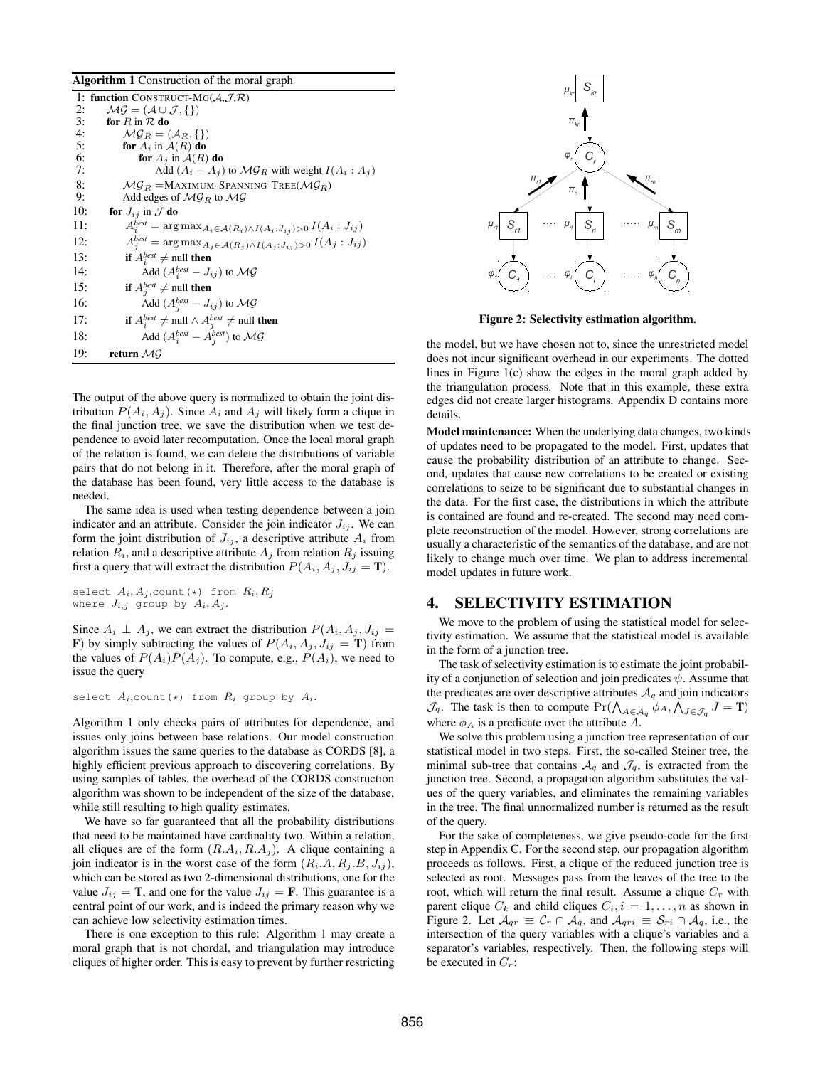**Algorithm 1** Construction of the moral graph

```
1:  function CONSTRUCT-MG(𝒜,𝒥,ℛ)
2:      ℳ𝒢 = (𝒜 ∪ 𝒥, {})
3:      for R in ℛ do
4:          ℳ𝒢_R = (𝒜_R, {})
5:          for A_i in 𝒜(R) do
6:              for A_j in 𝒜(R) do
7:                  Add (A_i − A_j) to ℳ𝒢_R with weight I(A_i : A_j)
8:          ℳ𝒢_R = MAXIMUM-SPANNING-TREE(ℳ𝒢_R)
9:          Add edges of ℳ𝒢_R to ℳ𝒢
10:     for J_ij in 𝒥 do
11:         A_i^best = argmax_{A_i ∈ 𝒜(R_i) ∧ I(A_i:J_ij)>0} I(A_i : J_ij)
12:         A_j^best = argmax_{A_j ∈ 𝒜(R_j) ∧ I(A_j:J_ij)>0} I(A_j : J_ij)
13:         if A_i^best ≠ null then
14:             Add (A_i^best − J_ij) to ℳ𝒢
15:         if A_j^best ≠ null then
16:             Add (A_j^best − J_ij) to ℳ𝒢
17:         if A_i^best ≠ null ∧ A_j^best ≠ null then
18:             Add (A_i^best − A_j^best) to ℳ𝒢
19:     return ℳ𝒢
```

The output of the above query is normalized to obtain the joint distribution $P(A_i, A_j)$. Since $A_i$ and $A_j$ will likely form a clique in the final junction tree, we save the distribution when we test dependence to avoid later recomputation. Once the local moral graph of the relation is found, we can delete the distributions of variable pairs that do not belong in it. Therefore, after the moral graph of the database has been found, very little access to the database is needed.

The same idea is used when testing dependence between a join indicator and an attribute. Consider the join indicator $J_{ij}$. We can form the joint distribution of $J_{ij}$, a descriptive attribute $A_i$ from relation $R_i$, and a descriptive attribute $A_j$ from relation $R_j$ issuing first a query that will extract the distribution $P(A_i, A_j, J_{ij} = \mathbf{T})$.

```
select A_i, A_j, count(*) from R_i, R_j
where J_{i,j} group by A_i, A_j.
```

Since $A_i \perp A_j$, we can extract the distribution $P(A_i, A_j, J_{ij} = \mathbf{F})$ by simply subtracting the values of $P(A_i, A_j, J_{ij} = \mathbf{T})$ from the values of $P(A_i)P(A_j)$. To compute, e.g., $P(A_i)$, we need to issue the query

```
select A_i, count(*) from R_i group by A_i.
```

Algorithm 1 only checks pairs of attributes for dependence, and issues only joins between base relations. Our model construction algorithm issues the same queries to the database as CORDS [8], a highly efficient previous approach to discovering correlations. By using samples of tables, the overhead of the CORDS construction algorithm was shown to be independent of the size of the database, while still resulting to high quality estimates.

We have so far guaranteed that all the probability distributions that need to be maintained have cardinality two. Within a relation, all cliques are of the form $(R.A_i, R.A_j)$. A clique containing a join indicator is in the worst case of the form $(R_i.A, R_j.B, J_{ij})$, which can be stored as two 2-dimensional distributions, one for the value $J_{ij} = \mathbf{T}$, and one for the value $J_{ij} = \mathbf{F}$. This guarantee is a central point of our work, and is indeed the primary reason why we can achieve low selectivity estimation times.

There is one exception to this rule: Algorithm 1 may create a moral graph that is not chordal, and triangulation may introduce cliques of higher order. This is easy to prevent by further restricting the model, but we have chosen not to, since the unrestricted model does not incur significant overhead in our experiments. The dotted lines in Figure 1(c) show the edges in the moral graph added by the triangulation process. Note that in this example, these extra edges did not create larger histograms. Appendix D contains more details.

**Model maintenance:** When the underlying data changes, two kinds of updates need to be propagated to the model. First, updates that cause the probability distribution of an attribute to change. Second, updates that cause new correlations to be created or existing correlations to seize to be significant due to substantial changes in the data. For the first case, the distributions in which the attribute is contained are found and re-created. The second may need complete reconstruction of the model. However, strong correlations are usually a characteristic of the semantics of the database, and are not likely to change much over time. We plan to address incremental model updates in future work.

## 4. SELECTIVITY ESTIMATION

We move to the problem of using the statistical model for selectivity estimation. We assume that the statistical model is available in the form of a junction tree.

The task of selectivity estimation is to estimate the joint probability of a conjunction of selection and join predicates $\psi$. Assume that the predicates are over descriptive attributes $\mathcal{A}_q$ and join indicators $\mathcal{J}_q$. The task is then to compute $\Pr(\bigwedge_{A \in \mathcal{A}_q} \phi_A, \bigwedge_{J \in \mathcal{J}_q} J = \mathbf{T})$ where $\phi_A$ is a predicate over the attribute $A$.

We solve this problem using a junction tree representation of our statistical model in two steps. First, the so-called Steiner tree, the minimal sub-tree that contains $\mathcal{A}_q$ and $\mathcal{J}_q$, is extracted from the junction tree. Second, a propagation algorithm substitutes the values of the query variables, and eliminates the remaining variables in the tree. The final unnormalized number is returned as the result of the query.

For the sake of completeness, we give pseudo-code for the first step in Appendix C. For the second step, our propagation algorithm proceeds as follows. First, a clique of the reduced junction tree is selected as root. Messages pass from the leaves of the tree to the root, which will return the final result. Assume a clique $C_r$ with parent clique $C_k$ and child cliques $C_i, i = 1, \ldots, n$ as shown in Figure 2. Let $\mathcal{A}_{qr} \equiv \mathcal{C}_r \cap \mathcal{A}_q$, and $\mathcal{A}_{qri} \equiv \mathcal{S}_{ri} \cap \mathcal{A}_q$, i.e., the intersection of the query variables with a clique's variables and a separator's variables, respectively. Then, the following steps will be executed in $C_r$:

**Figure 2: Selectivity estimation algorithm.**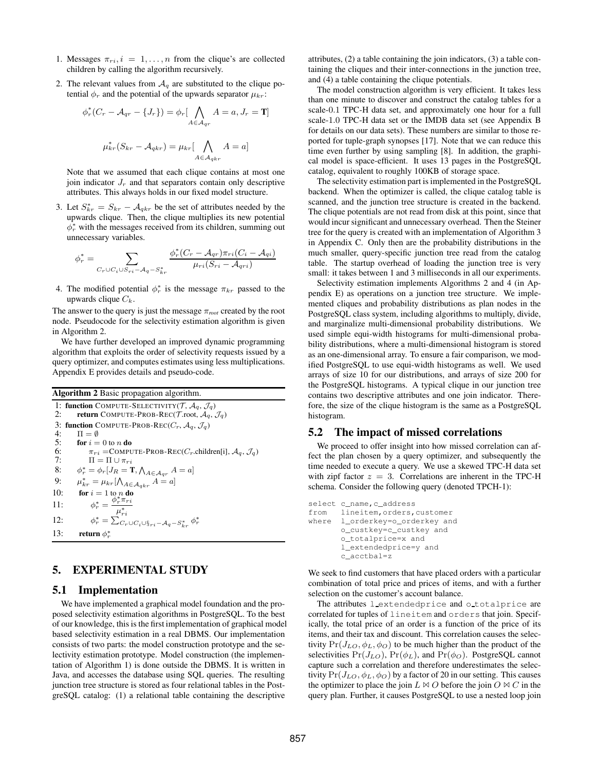1. Messages $\pi_{ri}, i = 1, \ldots, n$ from the clique's are collected children by calling the algorithm recursively.

2. The relevant values from $\mathcal{A}_q$ are substituted to the clique potential $\phi_r$ and the potential of the upwards separator $\mu_{kr}$:

$$\phi_r^*(C_r - \mathcal{A}_{qr} - \{J_r\}) = \phi_r[\bigwedge_{A \in \mathcal{A}_{qr}} A = a, J_r = \mathbf{T}]$$

$$\mu_{kr}^*(S_{kr} - \mathcal{A}_{qkr}) = \mu_{kr}[\bigwedge_{A \in \mathcal{A}_{qkr}} A = a]$$

Note that we assumed that each clique contains at most one join indicator $J_r$ and that separators contain only descriptive attributes. This always holds in our fixed model structure.

3. Let $S_{kr}^* = S_{kr} - \mathcal{A}_{qkr}$ be the set of attributes needed by the upwards clique. Then, the clique multiplies its new potential $\phi_r^*$ with the messages received from its children, summing out unnecessary variables.

$$\phi_r^* = \sum_{C_r \cup C_i \cup S_{ri} - \mathcal{A}_q - S_{kr}^*} \frac{\phi_r^*(C_r - \mathcal{A}_{qr})\pi_{ri}(C_i - \mathcal{A}_{qi})}{\mu_{ri}(S_{ri} - \mathcal{A}_{qri})}$$

4. The modified potential $\phi_r^*$ is the message $\pi_{kr}$ passed to the upwards clique $C_k$.

The answer to the query is just the message $\pi_{root}$ created by the root node. Pseudocode for the selectivity estimation algorithm is given in Algorithm 2.

We have further developed an improved dynamic programming algorithm that exploits the order of selectivity requests issued by a query optimizer, and computes estimates using less multiplications. Appendix E provides details and pseudo-code.

**Algorithm 2** Basic propagation algorithm.

1: **function** COMPUTE-SELECTIVITY($\mathcal{T}$, $\mathcal{A}_q$, $\mathcal{J}_q$)
2: &nbsp;&nbsp;&nbsp;&nbsp;**return** COMPUTE-PROB-REC($\mathcal{T}$.root, $\mathcal{A}_q$, $\mathcal{J}_q$)
3: **function** COMPUTE-PROB-REC($C_r$, $\mathcal{A}_q$, $\mathcal{J}_q$)
4: &nbsp;&nbsp;&nbsp;&nbsp;$\Pi = \emptyset$
5: &nbsp;&nbsp;&nbsp;&nbsp;**for** $i = 0$ to $n$ **do**
6: &nbsp;&nbsp;&nbsp;&nbsp;&nbsp;&nbsp;&nbsp;&nbsp;$\pi_{ri}$ =COMPUTE-PROB-REC($C_r$.children[i], $\mathcal{A}_q$, $\mathcal{J}_q$)
7: &nbsp;&nbsp;&nbsp;&nbsp;&nbsp;&nbsp;&nbsp;&nbsp;$\Pi = \Pi \cup \pi_{ri}$
8: &nbsp;&nbsp;&nbsp;&nbsp;$\phi_r^* = \phi_r[J_R = \mathbf{T}, \bigwedge_{A \in \mathcal{A}_{qr}} A = a]$
9: &nbsp;&nbsp;&nbsp;&nbsp;$\mu_{kr}^* = \mu_{kr}[\bigwedge_{A \in \mathcal{A}_{qkr}} A = a]$
10: &nbsp;&nbsp;&nbsp;**for** $i = 1$ to $n$ **do**
11: &nbsp;&nbsp;&nbsp;&nbsp;&nbsp;&nbsp;&nbsp;&nbsp;$\phi_r^* = \frac{\phi_r^* \pi_{ri}}{\mu_{ri}^*}$
12: &nbsp;&nbsp;&nbsp;&nbsp;&nbsp;&nbsp;&nbsp;&nbsp;$\phi_r^* = \sum_{C_r \cup C_i \cup S_{ri} - \mathcal{A}_q - S_{kr}^*} \phi_r^*$
13: &nbsp;&nbsp;&nbsp;**return** $\phi_r^*$

## 5. EXPERIMENTAL STUDY

### 5.1 Implementation

We have implemented a graphical model foundation and the proposed selectivity estimation algorithms in PostgreSQL. To the best of our knowledge, this is the first implementation of graphical model based selectivity estimation in a real DBMS. Our implementation consists of two parts: the model construction prototype and the selectivity estimation prototype. Model construction (the implementation of Algorithm 1) is done outside the DBMS. It is written in Java, and accesses the database using SQL queries. The resulting junction tree structure is stored as four relational tables in the PostgreSQL catalog: (1) a relational table containing the descriptive attributes, (2) a table containing the join indicators, (3) a table containing the cliques and their inter-connections in the junction tree, and (4) a table containing the clique potentials.

The model construction algorithm is very efficient. It takes less than one minute to discover and construct the catalog tables for a scale-0.1 TPC-H data set, and approximately one hour for a full scale-1.0 TPC-H data set or the IMDB data set (see Appendix B for details on our data sets). These numbers are similar to those reported for tuple-graph synopses [17]. Note that we can reduce this time even further by using sampling [8]. In addition, the graphical model is space-efficient. It uses 13 pages in the PostgreSQL catalog, equivalent to roughly 100KB of storage space.

The selectivity estimation part is implemented in the PostgreSQL backend. When the optimizer is called, the clique catalog table is scanned, and the junction tree structure is created in the backend. The clique potentials are not read from disk at this point, since that would incur significant and unnecessary overhead. Then the Steiner tree for the query is created with an implementation of Algorithm 3 in Appendix C. Only then are the probability distributions in the much smaller, query-specific junction tree read from the catalog table. The startup overhead of loading the junction tree is very small: it takes between 1 and 3 milliseconds in all our experiments.

Selectivity estimation implements Algorithms 2 and 4 (in Appendix E) as operations on a junction tree structure. We implemented cliques and probability distributions as plan nodes in the PostgreSQL class system, including algorithms to multiply, divide, and marginalize multi-dimensional probability distributions. We used simple equi-width histograms for multi-dimensional probability distributions, where a multi-dimensional histogram is stored as an one-dimensional array. To ensure a fair comparison, we modified PostgreSQL to use equi-width histograms as well. We used arrays of size 10 for our distributions, and arrays of size 200 for the PostgreSQL histograms. A typical clique in our junction tree contains two descriptive attributes and one join indicator. Therefore, the size of the clique histogram is the same as a PostgreSQL histogram.

### 5.2 The impact of missed correlations

We proceed to offer insight into how missed correlation can affect the plan chosen by a query optimizer, and subsequently the time needed to execute a query. We use a skewed TPC-H data set with zipf factor $z = 3$. Correlations are inherent in the TPC-H schema. Consider the following query (denoted TPCH-1):

```
select c_name,c_address
from   lineitem,orders,customer
where  l_orderkey=o_orderkey and
       o_custkey=c_custkey and
       o_totalprice=x and
       l_extendedprice=y and
       c_acctbal=z
```

We seek to find customers that have placed orders with a particular combination of total price and prices of items, and with a further selection on the customer's account balance.

The attributes `l_extendedprice` and `o_totalprice` are correlated for tuples of `lineitem` and `orders` that join. Specifically, the total price of an order is a function of the price of its items, and their tax and discount. This correlation causes the selectivity $\Pr(J_{LO}, \phi_L, \phi_O)$ to be much higher than the product of the selectivities $\Pr(J_{LO})$, $\Pr(\phi_L)$, and $\Pr(\phi_O)$. PostgreSQL cannot capture such a correlation and therefore underestimates the selectivity $\Pr(J_{LO}, \phi_L, \phi_O)$ by a factor of 20 in our setting. This causes the optimizer to place the join $L \bowtie O$ before the join $O \bowtie C$ in the query plan. Further, it causes PostgreSQL to use a nested loop join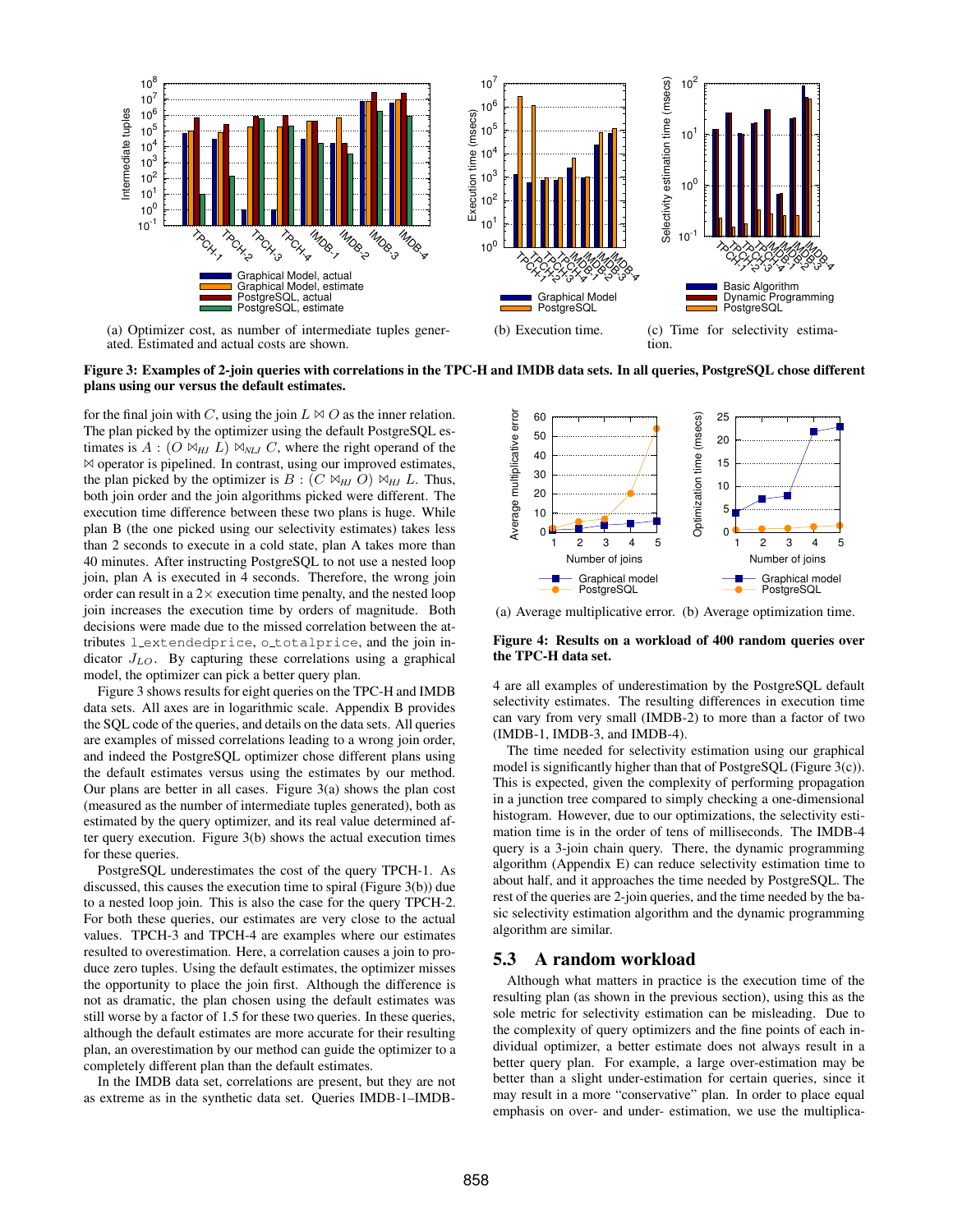(a) Optimizer cost, as number of intermediate tuples generated. Estimated and actual costs are shown.

(b) Execution time.

(c) Time for selectivity estimation.

**Figure 3: Examples of 2-join queries with correlations in the TPC-H and IMDB data sets. In all queries, PostgreSQL chose different plans using our versus the default estimates.**

for the final join with $C$, using the join $L \bowtie O$ as the inner relation. The plan picked by the optimizer using the default PostgreSQL estimates is $A : (O \bowtie_{HJ} L) \bowtie_{NLJ} C$, where the right operand of the $\bowtie$ operator is pipelined. In contrast, using our improved estimates, the plan picked by the optimizer is $B : (C \bowtie_{HJ} O) \bowtie_{HJ} L$. Thus, both join order and the join algorithms picked were different. The execution time difference between these two plans is huge. While plan B (the one picked using our selectivity estimates) takes less than 2 seconds to execute in a cold state, plan A takes more than 40 minutes. After instructing PostgreSQL to not use a nested loop join, plan A is executed in 4 seconds. Therefore, the wrong join order can result in a 2× execution time penalty, and the nested loop join increases the execution time by orders of magnitude. Both decisions were made due to the missed correlation between the attributes l_extendedprice, o_totalprice, and the join indicator $J_{LO}$. By capturing these correlations using a graphical model, the optimizer can pick a better query plan.

Figure 3 shows results for eight queries on the TPC-H and IMDB data sets. All axes are in logarithmic scale. Appendix B provides the SQL code of the queries, and details on the data sets. All queries are examples of missed correlations leading to a wrong join order, and indeed the PostgreSQL optimizer chose different plans using the default estimates versus using the estimates by our method. Our plans are better in all cases. Figure 3(a) shows the plan cost (measured as the number of intermediate tuples generated), both as estimated by the query optimizer, and its real value determined after query execution. Figure 3(b) shows the actual execution times for these queries.

PostgreSQL underestimates the cost of the query TPCH-1. As discussed, this causes the execution time to spiral (Figure 3(b)) due to a nested loop join. This is also the case for the query TPCH-2. For both these queries, our estimates are very close to the actual values. TPCH-3 and TPCH-4 are examples where our estimates resulted to overestimation. Here, a correlation causes a join to produce zero tuples. Using the default estimates, the optimizer misses the opportunity to place the join first. Although the difference is not as dramatic, the plan chosen using the default estimates was still worse by a factor of 1.5 for these two queries. In these queries, although the default estimates are more accurate for their resulting plan, an overestimation by our method can guide the optimizer to a completely different plan than the default estimates.

In the IMDB data set, correlations are present, but they are not as extreme as in the synthetic data set. Queries IMDB-1–IMDB-4 are all examples of underestimation by the PostgreSQL default selectivity estimates. The resulting differences in execution time can vary from very small (IMDB-2) to more than a factor of two (IMDB-1, IMDB-3, and IMDB-4).

The time needed for selectivity estimation using our graphical model is significantly higher than that of PostgreSQL (Figure 3(c)). This is expected, given the complexity of performing propagation in a junction tree compared to simply checking a one-dimensional histogram. However, due to our optimizations, the selectivity estimation time is in the order of tens of milliseconds. The IMDB-4 query is a 3-join chain query. There, the dynamic programming algorithm (Appendix E) can reduce selectivity estimation time to about half, and it approaches the time needed by PostgreSQL. The rest of the queries are 2-join queries, and the time needed by the basic selectivity estimation algorithm and the dynamic programming algorithm are similar.

(a) Average multiplicative error. (b) Average optimization time.

**Figure 4: Results on a workload of 400 random queries over the TPC-H data set.**

## 5.3 A random workload

Although what matters in practice is the execution time of the resulting plan (as shown in the previous section), using this as the sole metric for selectivity estimation can be misleading. Due to the complexity of query optimizers and the fine points of each individual optimizer, a better estimate does not always result in a better query plan. For example, a large over-estimation may be better than a slight under-estimation for certain queries, since it may result in a more "conservative" plan. In order to place equal emphasis on over- and under- estimation, we use the multiplica-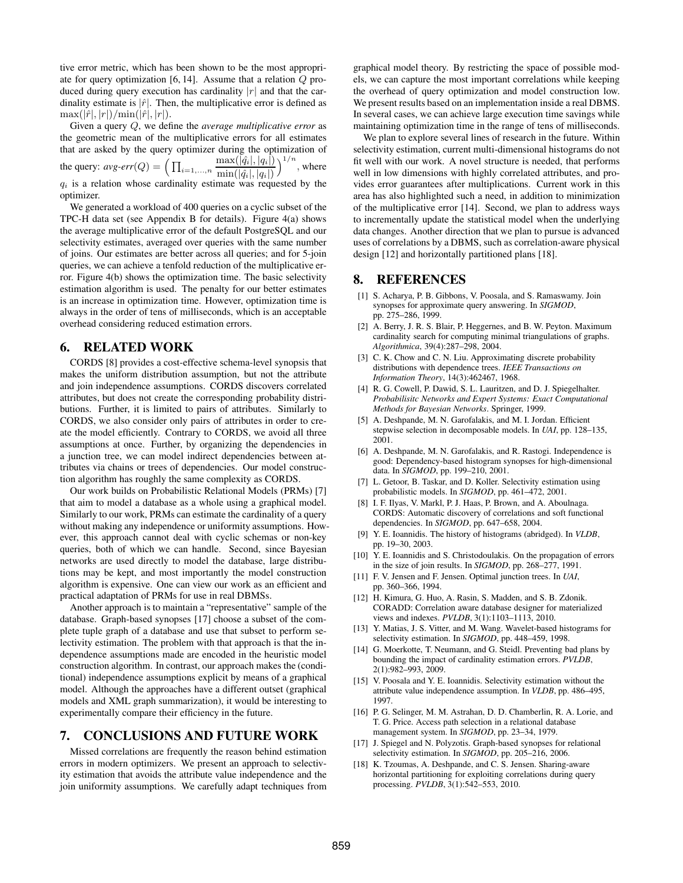tive error metric, which has been shown to be the most appropriate for query optimization [6, 14]. Assume that a relation $Q$ produced during query execution has cardinality $|r|$ and that the cardinality estimate is $|\hat{r}|$. Then, the multiplicative error is defined as $\max(|\hat{r}|, |r|)/\min(|\hat{r}|, |r|)$.

Given a query $Q$, we define the *average multiplicative error* as the geometric mean of the multiplicative errors for all estimates that are asked by the query optimizer during the optimization of the query: $\textit{avg-err}(Q) = \Big( \prod_{i=1,\ldots,n} \frac{\max(|\hat{q}_i|, |q_i|)}{\min(|\hat{q}_i|, |q_i|)} \Big)^{1/n}$, where $q_i$ is a relation whose cardinality estimate was requested by the optimizer.

We generated a workload of 400 queries on a cyclic subset of the TPC-H data set (see Appendix B for details). Figure 4(a) shows the average multiplicative error of the default PostgreSQL and our selectivity estimates, averaged over queries with the same number of joins. Our estimates are better across all queries; and for 5-join queries, we can achieve a tenfold reduction of the multiplicative error. Figure 4(b) shows the optimization time. The basic selectivity estimation algorithm is used. The penalty for our better estimates is an increase in optimization time. However, optimization time is always in the order of tens of milliseconds, which is an acceptable overhead considering reduced estimation errors.

## 6. RELATED WORK

CORDS [8] provides a cost-effective schema-level synopsis that makes the uniform distribution assumption, but not the attribute and join independence assumptions. CORDS discovers correlated attributes, but does not create the corresponding probability distributions. Further, it is limited to pairs of attributes. Similarly to CORDS, we also consider only pairs of attributes in order to create the model efficiently. Contrary to CORDS, we avoid all three assumptions at once. Further, by organizing the dependencies in a junction tree, we can model indirect dependencies between attributes via chains or trees of dependencies. Our model construction algorithm has roughly the same complexity as CORDS.

Our work builds on Probabilistic Relational Models (PRMs) [7] that aim to model a database as a whole using a graphical model. Similarly to our work, PRMs can estimate the cardinality of a query without making any independence or uniformity assumptions. However, this approach cannot deal with cyclic schemas or non-key queries, both of which we can handle. Second, since Bayesian networks are used directly to model the database, large distributions may be kept, and most importantly the model construction algorithm is expensive. One can view our work as an efficient and practical adaptation of PRMs for use in real DBMSs.

Another approach is to maintain a "representative" sample of the database. Graph-based synopses [17] choose a subset of the complete tuple graph of a database and use that subset to perform selectivity estimation. The problem with that approach is that the independence assumptions made are encoded in the heuristic model construction algorithm. In contrast, our approach makes the (conditional) independence assumptions explicit by means of a graphical model. Although the approaches have a different outset (graphical models and XML graph summarization), it would be interesting to experimentally compare their efficiency in the future.

## 7. CONCLUSIONS AND FUTURE WORK

Missed correlations are frequently the reason behind estimation errors in modern optimizers. We present an approach to selectivity estimation that avoids the attribute value independence and the join uniformity assumptions. We carefully adapt techniques from graphical model theory. By restricting the space of possible models, we can capture the most important correlations while keeping the overhead of query optimization and model construction low. We present results based on an implementation inside a real DBMS. In several cases, we can achieve large execution time savings while maintaining optimization time in the range of tens of milliseconds.

We plan to explore several lines of research in the future. Within selectivity estimation, current multi-dimensional histograms do not fit well with our work. A novel structure is needed, that performs well in low dimensions with highly correlated attributes, and provides error guarantees after multiplications. Current work in this area has also highlighted such a need, in addition to minimization of the multiplicative error [14]. Second, we plan to address ways to incrementally update the statistical model when the underlying data changes. Another direction that we plan to pursue is advanced uses of correlations by a DBMS, such as correlation-aware physical design [12] and horizontally partitioned plans [18].

## 8. REFERENCES

[1] S. Acharya, P. B. Gibbons, V. Poosala, and S. Ramaswamy. Join synopses for approximate query answering. In *SIGMOD*, pp. 275–286, 1999.

[2] A. Berry, J. R. S. Blair, P. Heggernes, and B. W. Peyton. Maximum cardinality search for computing minimal triangulations of graphs. *Algorithmica*, 39(4):287–298, 2004.

[3] C. K. Chow and C. N. Liu. Approximating discrete probability distributions with dependence trees. *IEEE Transactions on Information Theory*, 14(3):462467, 1968.

[4] R. G. Cowell, P. Dawid, S. L. Lauritzen, and D. J. Spiegelhalter. *Probabilisitc Networks and Expert Systems: Exact Computational Methods for Bayesian Networks*. Springer, 1999.

[5] A. Deshpande, M. N. Garofalakis, and M. I. Jordan. Efficient stepwise selection in decomposable models. In *UAI*, pp. 128–135, 2001.

[6] A. Deshpande, M. N. Garofalakis, and R. Rastogi. Independence is good: Dependency-based histogram synopses for high-dimensional data. In *SIGMOD*, pp. 199–210, 2001.

[7] L. Getoor, B. Taskar, and D. Koller. Selectivity estimation using probabilistic models. In *SIGMOD*, pp. 461–472, 2001.

[8] I. F. Ilyas, V. Markl, P. J. Haas, P. Brown, and A. Aboulnaga. CORDS: Automatic discovery of correlations and soft functional dependencies. In *SIGMOD*, pp. 647–658, 2004.

[9] Y. E. Ioannidis. The history of histograms (abridged). In *VLDB*, pp. 19–30, 2003.

[10] Y. E. Ioannidis and S. Christodoulakis. On the propagation of errors in the size of join results. In *SIGMOD*, pp. 268–277, 1991.

[11] F. V. Jensen and F. Jensen. Optimal junction trees. In *UAI*, pp. 360–366, 1994.

[12] H. Kimura, G. Huo, A. Rasin, S. Madden, and S. B. Zdonik. CORADD: Correlation aware database designer for materialized views and indexes. *PVLDB*, 3(1):1103–1113, 2010.

[13] Y. Matias, J. S. Vitter, and M. Wang. Wavelet-based histograms for selectivity estimation. In *SIGMOD*, pp. 448–459, 1998.

[14] G. Moerkotte, T. Neumann, and G. Steidl. Preventing bad plans by bounding the impact of cardinality estimation errors. *PVLDB*, 2(1):982–993, 2009.

[15] V. Poosala and Y. E. Ioannidis. Selectivity estimation without the attribute value independence assumption. In *VLDB*, pp. 486–495, 1997.

[16] P. G. Selinger, M. M. Astrahan, D. D. Chamberlin, R. A. Lorie, and T. G. Price. Access path selection in a relational database management system. In *SIGMOD*, pp. 23–34, 1979.

[17] J. Spiegel and N. Polyzotis. Graph-based synopses for relational selectivity estimation. In *SIGMOD*, pp. 205–216, 2006.

[18] K. Tzoumas, A. Deshpande, and C. S. Jensen. Sharing-aware horizontal partitioning for exploiting correlations during query processing. *PVLDB*, 3(1):542–553, 2010.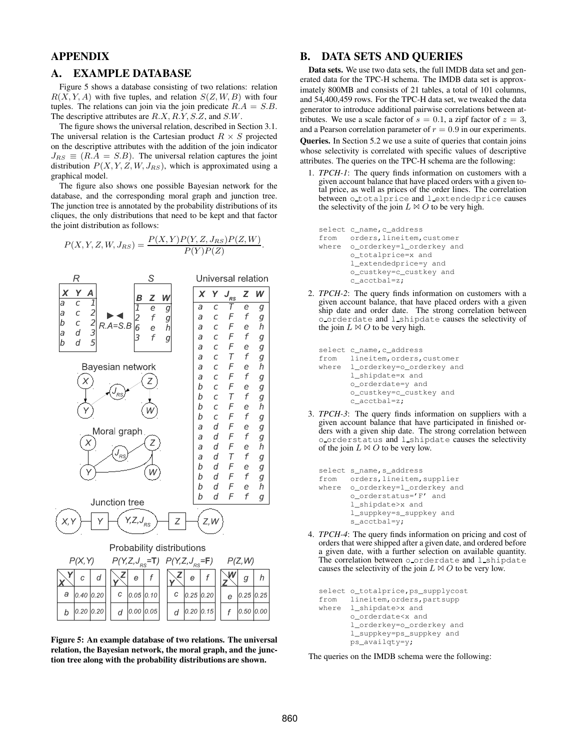# APPENDIX

## A. EXAMPLE DATABASE

Figure 5 shows a database consisting of two relations: relation $R(X, Y, A)$ with five tuples, and relation $S(Z, W, B)$ with four tuples. The relations can join via the join predicate $R.A = S.B$. The descriptive attributes are $R.X$, $R.Y$, $S.Z$, and $S.W$.

The figure shows the universal relation, described in Section 3.1. The universal relation is the Cartesian product $R \times S$ projected on the descriptive attributes with the addition of the join indicator $J_{RS} \equiv (R.A = S.B)$. The universal relation captures the joint distribution $P(X, Y, Z, W, J_{RS})$, which is approximated using a graphical model.

The figure also shows one possible Bayesian network for the database, and the corresponding moral graph and junction tree. The junction tree is annotated by the probability distributions of its cliques, the only distributions that need to be kept and that factor the joint distribution as follows:

$$P(X, Y, Z, W, J_{RS}) = \frac{P(X, Y)P(Y, Z, J_{RS})P(Z, W)}{P(Y)P(Z)}.$$

R

| X | Y | A |
|---|---|---|
| a | c | 1 |
| a | c | 2 |
| b | c | 2 |
| a | d | 3 |
| b | d | 5 |

⋈ $R.A=S.B$

S

| B | Z | W |
|---|---|---|
| 1 | e | g |
| 2 | f | g |
| 6 | e | h |
| 3 | f | g |

Universal relation

| X | Y | $J_{RS}$ | Z | W |
|---|---|---|---|---|
| a | c | T | e | g |
| a | c | F | f | g |
| a | c | F | e | h |
| a | c | F | f | g |
| a | c | F | e | g |
| a | c | T | f | g |
| a | c | F | e | h |
| a | c | F | f | g |
| b | c | F | e | g |
| b | c | T | f | g |
| b | c | F | e | h |
| b | c | F | f | g |
| a | d | F | e | g |
| a | d | F | f | g |
| a | d | F | e | h |
| a | d | T | f | g |
| b | d | F | e | g |
| b | d | F | f | g |
| b | d | F | e | h |
| b | d | F | f | g |

Bayesian network

Moral graph

Junction tree: (X,Y) — [Y] — (Y,Z,$J_{RS}$) — [Z] — (Z,W)

Probability distributions

P(X,Y)

| X \ Y | c | d |
|---|---|---|
| a | 0.40 | 0.20 |
| b | 0.20 | 0.20 |

P(Y,Z,$J_{RS}$=T)

| Y \ Z | e | f |
|---|---|---|
| c | 0.05 | 0.10 |
| d | 0.00 | 0.05 |

P(Y,Z,$J_{RS}$=F)

| Y \ Z | e | f |
|---|---|---|
| c | 0.25 | 0.20 |
| d | 0.20 | 0.15 |

P(Z,W)

| Z \ W | g | h |
|---|---|---|
| e | 0.25 | 0.25 |
| f | 0.50 | 0.00 |

**Figure 5: An example database of two relations. The universal relation, the Bayesian network, the moral graph, and the junction tree along with the probability distributions are shown.**

## B. DATA SETS AND QUERIES

**Data sets.** We use two data sets, the full IMDB data set and generated data for the TPC-H schema. The IMDB data set is approximately 800MB and consists of 21 tables, a total of 101 columns, and 54,400,459 rows. For the TPC-H data set, we tweaked the data generator to introduce additional pairwise correlations between attributes. We use a scale factor of $s = 0.1$, a zipf factor of $z = 3$, and a Pearson correlation parameter of $r = 0.9$ in our experiments.

**Queries.** In Section 5.2 we use a suite of queries that contain joins whose selectivity is correlated with specific values of descriptive attributes. The queries on the TPC-H schema are the following:

1. *TPCH-1*: The query finds information on customers with a given account balance that have placed orders with a given total price, as well as prices of the order lines. The correlation between o_totalprice and l_extendedprice causes the selectivity of the join $L \bowtie O$ to be very high.

```
select c_name,c_address
from   orders,lineitem,customer
where  o_orderkey=l_orderkey and
       o_totalprice=x and
       l_extendedprice=y and
       o_custkey=c_custkey and
       c_acctbal=z;
```

2. *TPCH-2*: The query finds information on customers with a given account balance, that have placed orders with a given ship date and order date. The strong correlation between o_orderdate and l_shipdate causes the selectivity of the join $L \bowtie O$ to be very high.

```
select c_name,c_address
from   lineitem,orders,customer
where  l_orderkey=o_orderkey and
       l_shipdate=x and
       o_orderdate=y and
       o_custkey=c_custkey and
       c_acctbal=z;
```

3. *TPCH-3*: The query finds information on suppliers with a given account balance that have participated in finished orders with a given ship date. The strong correlation between o_orderstatus and l_shipdate causes the selectivity of the join $L \bowtie O$ to be very low.

```
select s_name,s_address
from   orders,lineitem,supplier
where  o_orderkey=l_orderkey and
       o_orderstatus='F' and
       l_shipdate>x and
       l_suppkey=s_suppkey and
       s_acctbal=y;
```

4. *TPCH-4*: The query finds information on pricing and cost of orders that were shipped after a given date, and ordered before a given date, with a further selection on available quantity. The correlation between o_orderdate and l_shipdate causes the selectivity of the join $L \bowtie O$ to be very low.

```
select o_totalprice,ps_supplycost
from   lineitem,orders,partsupp
where  l_shipdate>x and
       o_orderdate<x and
       l_orderkey=o_orderkey and
       l_suppkey=ps_suppkey and
       ps_availqty=y;
```

The queries on the IMDB schema were the following: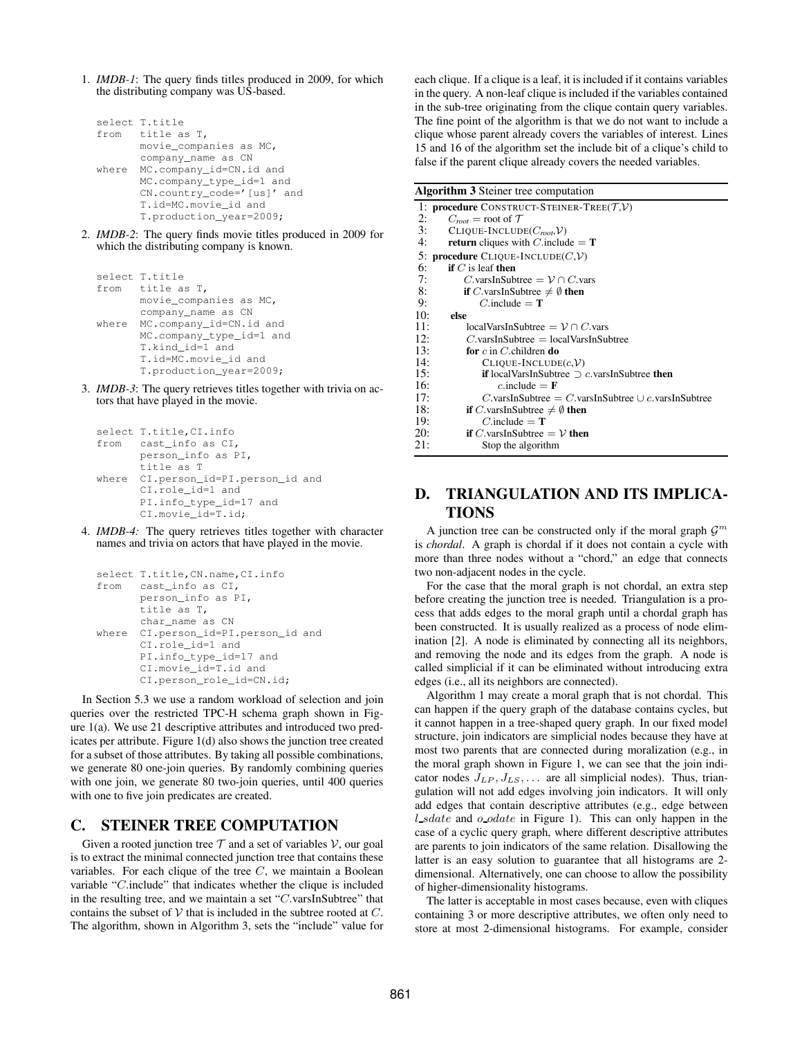1. *IMDB-1*: The query finds titles produced in 2009, for which the distributing company was US-based.

```
select T.title
from   title as T,
       movie_companies as MC,
       company_name as CN
where  MC.company_id=CN.id and
       MC.company_type_id=1 and
       CN.country_code='[us]' and
       T.id=MC.movie_id and
       T.production_year=2009;
```

2. *IMDB-2*: The query finds movie titles produced in 2009 for which the distributing company is known.

```
select T.title
from   title as T,
       movie_companies as MC,
       company_name as CN
where  MC.company_id=CN.id and
       MC.company_type_id=1 and
       T.kind_id=1 and
       T.id=MC.movie_id and
       T.production_year=2009;
```

3. *IMDB-3*: The query retrieves titles together with trivia on actors that have played in the movie.

```
select T.title,CI.info
from   cast_info as CI,
       person_info as PI,
       title as T
where  CI.person_id=PI.person_id and
       CI.role_id=1 and
       PI.info_type_id=17 and
       CI.movie_id=T.id;
```

4. *IMDB-4:* The query retrieves titles together with character names and trivia on actors that have played in the movie.

```
select T.title,CN.name,CI.info
from   cast_info as CI,
       person_info as PI,
       title as T,
       char_name as CN
where  CI.person_id=PI.person_id and
       CI.role_id=1 and
       PI.info_type_id=17 and
       CI.movie_id=T.id and
       CI.person_role_id=CN.id;
```

In Section 5.3 we use a random workload of selection and join queries over the restricted TPC-H schema graph shown in Figure 1(a). We use 21 descriptive attributes and introduced two predicates per attribute. Figure 1(d) also shows the junction tree created for a subset of those attributes. By taking all possible combinations, we generate 80 one-join queries. By randomly combining queries with one join, we generate 80 two-join queries, until 400 queries with one to five join predicates are created.

## C. STEINER TREE COMPUTATION

Given a rooted junction tree $\mathcal{T}$ and a set of variables $\mathcal{V}$, our goal is to extract the minimal connected junction tree that contains these variables. For each clique of the tree $C$, we maintain a Boolean variable "$C$.include" that indicates whether the clique is included in the resulting tree, and we maintain a set "$C$.varsInSubtree" that contains the subset of $\mathcal{V}$ that is included in the subtree rooted at $C$. The algorithm, shown in Algorithm 3, sets the "include" value for each clique. If a clique is a leaf, it is included if it contains variables in the query. A non-leaf clique is included if the variables contained in the sub-tree originating from the clique contain query variables. The fine point of the algorithm is that we do not want to include a clique whose parent already covers the variables of interest. Lines 15 and 16 of the algorithm set the include bit of a clique's child to false if the parent clique already covers the needed variables.

**Algorithm 3** Steiner tree computation

```
1:  procedure CONSTRUCT-STEINER-TREE(T,V)
2:      C_root = root of T
3:      CLIQUE-INCLUDE(C_root,V)
4:      return cliques with C.include = T
5:  procedure CLIQUE-INCLUDE(C,V)
6:      if C is leaf then
7:          C.varsInSubtree = V ∩ C.vars
8:          if C.varsInSubtree ≠ ∅ then
9:              C.include = T
10:     else
11:         localVarsInSubtree = V ∩ C.vars
12:         C.varsInSubtree = localVarsInSubtree
13:         for c in C.children do
14:             CLIQUE-INCLUDE(c,V)
15:             if localVarsInSubtree ⊃ c.varsInSubtree then
16:                 c.include = F
17:             C.varsInSubtree = C.varsInSubtree ∪ c.varsInSubtree
18:         if C.varsInSubtree ≠ ∅ then
19:             C.include = T
20:         if C.varsInSubtree = V then
21:             Stop the algorithm
```

## D. TRIANGULATION AND ITS IMPLICATIONS

A junction tree can be constructed only if the moral graph $\mathcal{G}^m$ is *chordal*. A graph is chordal if it does not contain a cycle with more than three nodes without a "chord," an edge that connects two non-adjacent nodes in the cycle.

For the case that the moral graph is not chordal, an extra step before creating the junction tree is needed. Triangulation is a process that adds edges to the moral graph until a chordal graph has been constructed. It is usually realized as a process of node elimination [2]. A node is eliminated by connecting all its neighbors, and removing the node and its edges from the graph. A node is called simplicial if it can be eliminated without introducing extra edges (i.e., all its neighbors are connected).

Algorithm 1 may create a moral graph that is not chordal. This can happen if the query graph of the database contains cycles, but it cannot happen in a tree-shaped query graph. In our fixed model structure, join indicators are simplicial nodes because they have at most two parents that are connected during moralization (e.g., in the moral graph shown in Figure 1, we can see that the join indicator nodes $J_{LP}, J_{LS}, \ldots$ are all simplicial nodes). Thus, triangulation will not add edges involving join indicators. It will only add edges that contain descriptive attributes (e.g., edge between $l\_sdate$ and $o\_odate$ in Figure 1). This can only happen in the case of a cyclic query graph, where different descriptive attributes are parents to join indicators of the same relation. Disallowing the latter is an easy solution to guarantee that all histograms are 2-dimensional. Alternatively, one can choose to allow the possibility of higher-dimensionality histograms.

The latter is acceptable in most cases because, even with cliques containing 3 or more descriptive attributes, we often only need to store at most 2-dimensional histograms. For example, consider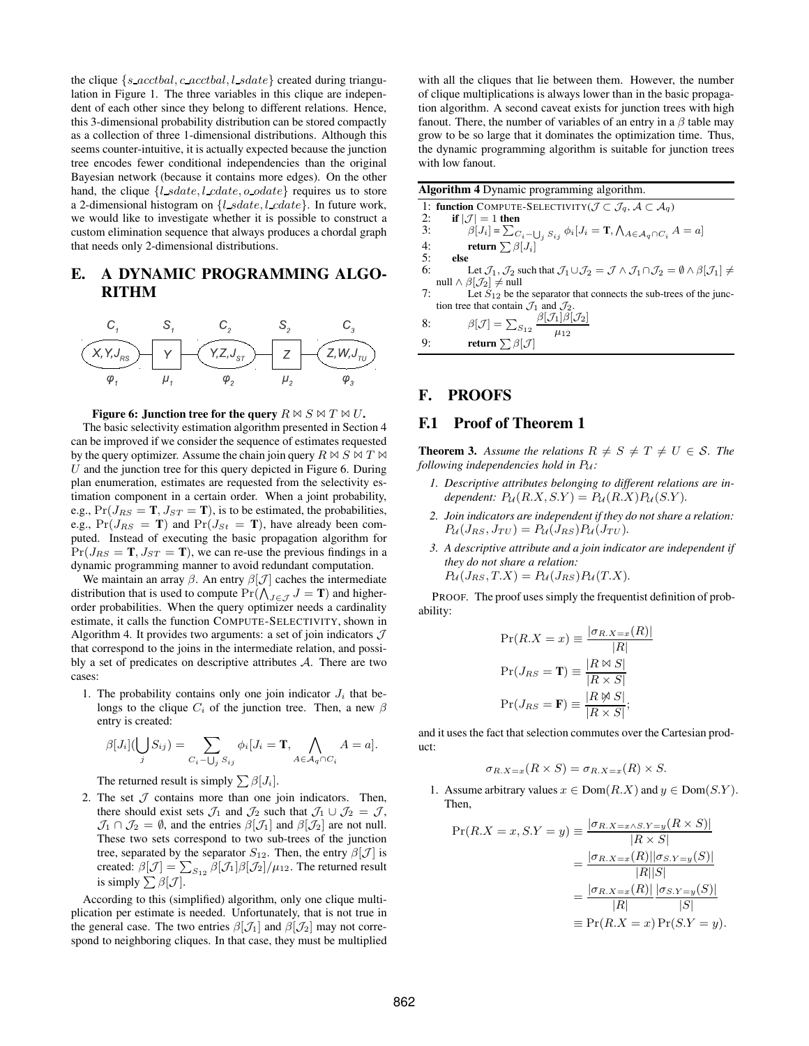the clique $\{s\_acctbal, c\_acctbal, l\_sdate\}$ created during triangulation in Figure 1. The three variables in this clique are independent of each other since they belong to different relations. Hence, this 3-dimensional probability distribution can be stored compactly as a collection of three 1-dimensional distributions. Although this seems counter-intuitive, it is actually expected because the junction tree encodes fewer conditional independencies than the original Bayesian network (because it contains more edges). On the other hand, the clique $\{l\_sdate, l\_cdate, o\_odate\}$ requires us to store a 2-dimensional histogram on $\{l\_sdate, l\_cdate\}$. In future work, we would like to investigate whether it is possible to construct a custom elimination sequence that always produces a chordal graph that needs only 2-dimensional distributions.

## E. A DYNAMIC PROGRAMMING ALGORITHM

$C_1$: $X, Y, J_{RS}$ ($\varphi_1$) — $S_1$: $Y$ ($\mu_1$) — $C_2$: $Y, Z, J_{ST}$ ($\varphi_2$) — $S_2$: $Z$ ($\mu_2$) — $C_3$: $Z, W, J_{TU}$ ($\varphi_3$)

**Figure 6: Junction tree for the query $R \bowtie S \bowtie T \bowtie U$.**

The basic selectivity estimation algorithm presented in Section 4 can be improved if we consider the sequence of estimates requested by the query optimizer. Assume the chain join query $R \bowtie S \bowtie T \bowtie U$ and the junction tree for this query depicted in Figure 6. During plan enumeration, estimates are requested from the selectivity estimation component in a certain order. When a joint probability, e.g., $\Pr(J_{RS} = \mathbf{T}, J_{ST} = \mathbf{T})$, is to be estimated, the probabilities, e.g., $\Pr(J_{RS} = \mathbf{T})$ and $\Pr(J_{St} = \mathbf{T})$, have already been computed. Instead of executing the basic propagation algorithm for $\Pr(J_{RS} = \mathbf{T}, J_{ST} = \mathbf{T})$, we can re-use the previous findings in a dynamic programming manner to avoid redundant computation.

We maintain an array $\beta$. An entry $\beta[\mathcal{J}]$ caches the intermediate distribution that is used to compute $\Pr(\bigwedge_{J \in \mathcal{J}} J = \mathbf{T})$ and higher-order probabilities. When the query optimizer needs a cardinality estimate, it calls the function COMPUTE-SELECTIVITY, shown in Algorithm 4. It provides two arguments: a set of join indicators $\mathcal{J}$ that correspond to the joins in the intermediate relation, and possibly a set of predicates on descriptive attributes $\mathcal{A}$. There are two cases:

1. The probability contains only one join indicator $J_i$ that belongs to the clique $C_i$ of the junction tree. Then, a new $\beta$ entry is created:

$$\beta[J_i](\bigcup_j S_{ij}) = \sum_{C_i - \bigcup_j S_{ij}} \phi_i[J_i = \mathbf{T}, \bigwedge_{A \in \mathcal{A}_q \cap C_i} A = a].$$

   The returned result is simply $\sum \beta[J_i]$.

2. The set $\mathcal{J}$ contains more than one join indicators. Then, there should exist sets $\mathcal{J}_1$ and $\mathcal{J}_2$ such that $\mathcal{J}_1 \cup \mathcal{J}_2 = \mathcal{J}$, $\mathcal{J}_1 \cap \mathcal{J}_2 = \emptyset$, and the entries $\beta[\mathcal{J}_1]$ and $\beta[\mathcal{J}_2]$ are not null. These two sets correspond to two sub-trees of the junction tree, separated by the separator $S_{12}$. Then, the entry $\beta[\mathcal{J}]$ is created: $\beta[\mathcal{J}] = \sum_{S_{12}} \beta[\mathcal{J}_1]\beta[\mathcal{J}_2]/\mu_{12}$. The returned result is simply $\sum \beta[\mathcal{J}]$.

According to this (simplified) algorithm, only one clique multiplication per estimate is needed. Unfortunately, that is not true in the general case. The two entries $\beta[\mathcal{J}_1]$ and $\beta[\mathcal{J}_2]$ may not correspond to neighboring cliques. In that case, they must be multiplied with all the cliques that lie between them. However, the number of clique multiplications is always lower than in the basic propagation algorithm. A second caveat exists for junction trees with high fanout. There, the number of variables of an entry in a $\beta$ table may grow to be so large that it dominates the optimization time. Thus, the dynamic programming algorithm is suitable for junction trees with low fanout.

**Algorithm 4** Dynamic programming algorithm.

```
1: function COMPUTE-SELECTIVITY(J ⊂ J_q, A ⊂ A_q)
2:   if |J| = 1 then
3:     β[J_i] = Σ_{C_i − ∪_j S_ij} φ_i[J_i = T, ∧_{A∈A_q∩C_i} A = a]
4:     return Σ β[J_i]
5:   else
6:     Let J_1, J_2 such that J_1 ∪ J_2 = J ∧ J_1 ∩ J_2 = ∅ ∧ β[J_1] ≠ null ∧ β[J_2] ≠ null
7:     Let S_12 be the separator that connects the sub-trees of the junction tree that contain J_1 and J_2.
8:     β[J] = Σ_{S_12} β[J_1]β[J_2] / μ_12
9:     return Σ β[J]
```

## F. PROOFS

### F.1 Proof of Theorem 1

**Theorem 3.** *Assume the relations $R \neq S \neq T \neq U \in \mathcal{S}$. The following independencies hold in $P_{\mathcal{U}}$:*

1. *Descriptive attributes belonging to different relations are independent: $P_{\mathcal{U}}(R.X, S.Y) = P_{\mathcal{U}}(R.X)P_{\mathcal{U}}(S.Y)$.*
2. *Join indicators are independent if they do not share a relation: $P_{\mathcal{U}}(J_{RS}, J_{TU}) = P_{\mathcal{U}}(J_{RS})P_{\mathcal{U}}(J_{TU})$.*
3. *A descriptive attribute and a join indicator are independent if they do not share a relation: $P_{\mathcal{U}}(J_{RS}, T.X) = P_{\mathcal{U}}(J_{RS})P_{\mathcal{U}}(T.X)$.*

PROOF. The proof uses simply the frequentist definition of probability:

$$\Pr(R.X = x) \equiv \frac{|\sigma_{R.X=x}(R)|}{|R|}$$

$$\Pr(J_{RS} = \mathbf{T}) \equiv \frac{|R \bowtie S|}{|R \times S|}$$

$$\Pr(J_{RS} = \mathbf{F}) \equiv \frac{|R \not\bowtie S|}{|R \times S|};$$

and it uses the fact that selection commutes over the Cartesian product:

$$\sigma_{R.X=x}(R \times S) = \sigma_{R.X=x}(R) \times S.$$

1. Assume arbitrary values $x \in \mathrm{Dom}(R.X)$ and $y \in \mathrm{Dom}(S.Y)$. Then,

$$\begin{aligned}
\Pr(R.X = x, S.Y = y) &\equiv \frac{|\sigma_{R.X=x \wedge S.Y=y}(R \times S)|}{|R \times S|} \\
&= \frac{|\sigma_{R.X=x}(R)||\sigma_{S.Y=y}(S)|}{|R||S|} \\
&= \frac{|\sigma_{R.X=x}(R)|}{|R|}\frac{|\sigma_{S.Y=y}(S)|}{|S|} \\
&\equiv \Pr(R.X = x)\Pr(S.Y = y).
\end{aligned}$$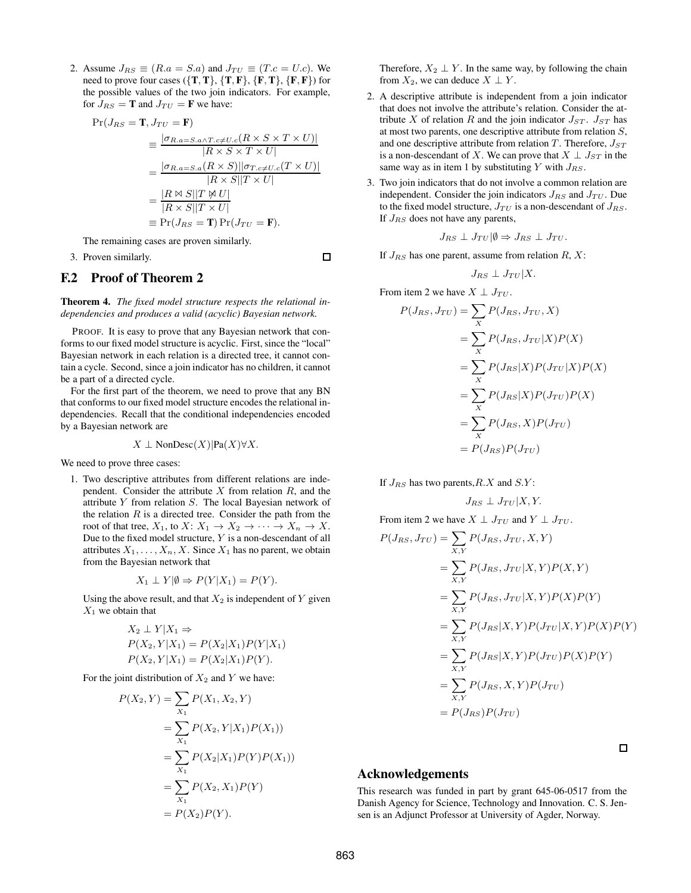2. Assume $J_{RS} \equiv (R.a = S.a)$ and $J_{TU} \equiv (T.c = U.c)$. We need to prove four cases ($\{\mathbf{T}, \mathbf{T}\}$, $\{\mathbf{T}, \mathbf{F}\}$, $\{\mathbf{F}, \mathbf{T}\}$, $\{\mathbf{F}, \mathbf{F}\}$) for the possible values of the two join indicators. For example, for $J_{RS} = \mathbf{T}$ and $J_{TU} = \mathbf{F}$ we have:

$$
\begin{aligned}
\Pr(J_{RS} = \mathbf{T}, J_{TU} = \mathbf{F}) &\equiv \frac{|\sigma_{R.a=S.a \wedge T.c \neq U.c}(R \times S \times T \times U)|}{|R \times S \times T \times U|} \\
&= \frac{|\sigma_{R.a=S.a}(R \times S)||\sigma_{T.c \neq U.c}(T \times U)|}{|R \times S||T \times U|} \\
&= \frac{|R \bowtie S||T \not\bowtie U|}{|R \times S||T \times U|} \\
&\equiv \Pr(J_{RS} = \mathbf{T}) \Pr(J_{TU} = \mathbf{F}).
\end{aligned}
$$

The remaining cases are proven similarly.

3. Proven similarly. □

## F.2 Proof of Theorem 2

**Theorem 4.** *The fixed model structure respects the relational independencies and produces a valid (acyclic) Bayesian network.*

PROOF. It is easy to prove that any Bayesian network that conforms to our fixed model structure is acyclic. First, since the "local" Bayesian network in each relation is a directed tree, it cannot contain a cycle. Second, since a join indicator has no children, it cannot be a part of a directed cycle.

For the first part of the theorem, we need to prove that any BN that conforms to our fixed model structure encodes the relational independencies. Recall that the conditional independencies encoded by a Bayesian network are

$$X \perp \text{NonDesc}(X) | \text{Pa}(X) \forall X.$$

We need to prove three cases:

1. Two descriptive attributes from different relations are independent. Consider the attribute $X$ from relation $R$, and the attribute $Y$ from relation $S$. The local Bayesian network of the relation $R$ is a directed tree. Consider the path from the root of that tree, $X_1$, to $X$: $X_1 \to X_2 \to \cdots \to X_n \to X$. Due to the fixed model structure, $Y$ is a non-descendant of all attributes $X_1, \ldots, X_n, X$. Since $X_1$ has no parent, we obtain from the Bayesian network that

$$X_1 \perp Y | \emptyset \Rightarrow P(Y|X_1) = P(Y).$$

Using the above result, and that $X_2$ is independent of $Y$ given $X_1$ we obtain that

$$
\begin{aligned}
& X_2 \perp Y | X_1 \Rightarrow \\
& P(X_2, Y|X_1) = P(X_2|X_1)P(Y|X_1) \\
& P(X_2, Y|X_1) = P(X_2|X_1)P(Y).
\end{aligned}
$$

For the joint distribution of $X_2$ and $Y$ we have:

$$
\begin{aligned}
P(X_2, Y) &= \sum_{X_1} P(X_1, X_2, Y) \\
&= \sum_{X_1} P(X_2, Y|X_1)P(X_1)) \\
&= \sum_{X_1} P(X_2|X_1)P(Y)P(X_1)) \\
&= \sum_{X_1} P(X_2, X_1)P(Y) \\
&= P(X_2)P(Y).
\end{aligned}
$$

Therefore, $X_2 \perp Y$. In the same way, by following the chain from $X_2$, we can deduce $X \perp Y$.

2. A descriptive attribute is independent from a join indicator that does not involve the attribute's relation. Consider the attribute $X$ of relation $R$ and the join indicator $J_{ST}$. $J_{ST}$ has at most two parents, one descriptive attribute from relation $S$, and one descriptive attribute from relation $T$. Therefore, $J_{ST}$ is a non-descendant of $X$. We can prove that $X \perp J_{ST}$ in the same way as in item 1 by substituting $Y$ with $J_{RS}$.

3. Two join indicators that do not involve a common relation are independent. Consider the join indicators $J_{RS}$ and $J_{TU}$. Due to the fixed model structure, $J_{TU}$ is a non-descendant of $J_{RS}$. If $J_{RS}$ does not have any parents,

$$J_{RS} \perp J_{TU} | \emptyset \Rightarrow J_{RS} \perp J_{TU}.$$

If $J_{RS}$ has one parent, assume from relation $R$, $X$:

$$J_{RS} \perp J_{TU} | X.$$

From item 2 we have $X \perp J_{TU}$.

$$
\begin{aligned}
P(J_{RS}, J_{TU}) &= \sum_{X} P(J_{RS}, J_{TU}, X) \\
&= \sum_{X} P(J_{RS}, J_{TU}|X)P(X) \\
&= \sum_{X} P(J_{RS}|X)P(J_{TU}|X)P(X) \\
&= \sum_{X} P(J_{RS}|X)P(J_{TU})P(X) \\
&= \sum_{X} P(J_{RS}, X)P(J_{TU}) \\
&= P(J_{RS})P(J_{TU})
\end{aligned}
$$

If $J_{RS}$ has two parents, $R.X$ and $S.Y$:

$$J_{RS} \perp J_{TU} | X, Y.$$

From item 2 we have $X \perp J_{TU}$ and $Y \perp J_{TU}$.

$$
\begin{aligned}
P(J_{RS}, J_{TU}) &= \sum_{X,Y} P(J_{RS}, J_{TU}, X, Y) \\
&= \sum_{X,Y} P(J_{RS}, J_{TU}|X, Y)P(X, Y) \\
&= \sum_{X,Y} P(J_{RS}, J_{TU}|X, Y)P(X)P(Y) \\
&= \sum_{X,Y} P(J_{RS}|X, Y)P(J_{TU}|X, Y)P(X)P(Y) \\
&= \sum_{X,Y} P(J_{RS}|X, Y)P(J_{TU})P(X)P(Y) \\
&= \sum_{X,Y} P(J_{RS}, X, Y)P(J_{TU}) \\
&= P(J_{RS})P(J_{TU})
\end{aligned}
$$

□

## Acknowledgements

This research was funded in part by grant 645-06-0517 from the Danish Agency for Science, Technology and Innovation. C. S. Jensen is an Adjunct Professor at University of Agder, Norway.